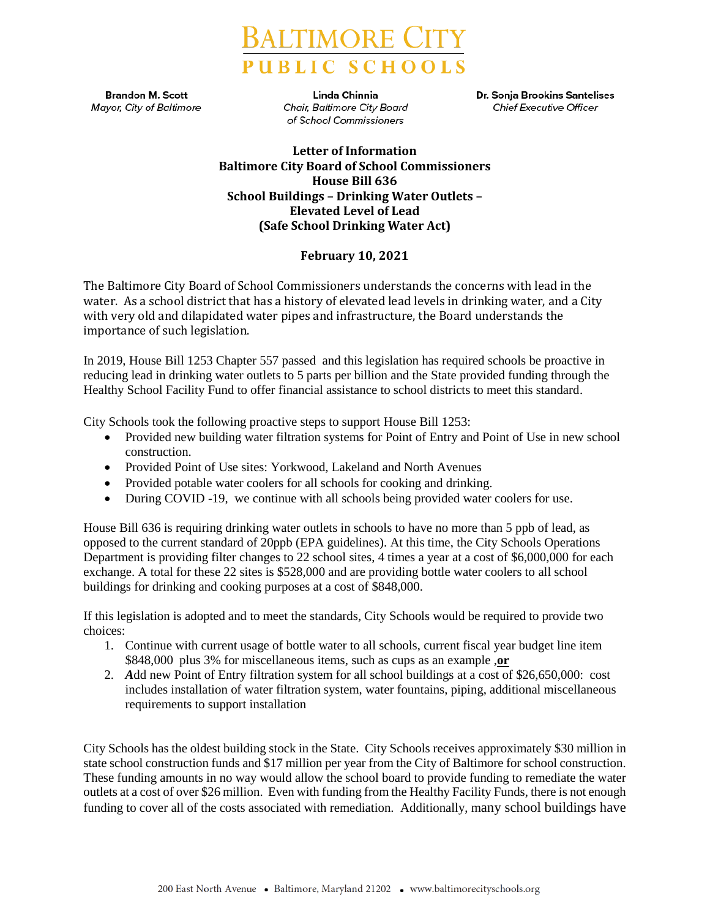# BALTIMORE CITY PUBLIC SCHOOLS

**Brandon M. Scott**
*Mayor, City of Baltimore*

**Linda Chinnia**
*Chair, Baltimore City Board of School Commissioners*

**Dr. Sonja Brookins Santelises**
*Chief Executive Officer*

**Letter of Information**
**Baltimore City Board of School Commissioners**
**House Bill 636**
**School Buildings – Drinking Water Outlets – Elevated Level of Lead**
**(Safe School Drinking Water Act)**

**February 10, 2021**

The Baltimore City Board of School Commissioners understands the concerns with lead in the water. As a school district that has a history of elevated lead levels in drinking water, and a City with very old and dilapidated water pipes and infrastructure, the Board understands the importance of such legislation.

In 2019, House Bill 1253 Chapter 557 passed and this legislation has required schools be proactive in reducing lead in drinking water outlets to 5 parts per billion and the State provided funding through the Healthy School Facility Fund to offer financial assistance to school districts to meet this standard.

City Schools took the following proactive steps to support House Bill 1253:

- Provided new building water filtration systems for Point of Entry and Point of Use in new school construction.
- Provided Point of Use sites: Yorkwood, Lakeland and North Avenues
- Provided potable water coolers for all schools for cooking and drinking.
- During COVID -19, we continue with all schools being provided water coolers for use.

House Bill 636 is requiring drinking water outlets in schools to have no more than 5 ppb of lead, as opposed to the current standard of 20ppb (EPA guidelines). At this time, the City Schools Operations Department is providing filter changes to 22 school sites, 4 times a year at a cost of $6,000,000 for each exchange. A total for these 22 sites is $528,000 and are providing bottle water coolers to all school buildings for drinking and cooking purposes at a cost of $848,000.

If this legislation is adopted and to meet the standards, City Schools would be required to provide two choices:

1. Continue with current usage of bottle water to all schools, current fiscal year budget line item $848,000 plus 3% for miscellaneous items, such as cups as an example ,**or**
2. ***A***dd new Point of Entry filtration system for all school buildings at a cost of $26,650,000: cost includes installation of water filtration system, water fountains, piping, additional miscellaneous requirements to support installation

City Schools has the oldest building stock in the State. City Schools receives approximately $30 million in state school construction funds and $17 million per year from the City of Baltimore for school construction. These funding amounts in no way would allow the school board to provide funding to remediate the water outlets at a cost of over $26 million. Even with funding from the Healthy Facility Funds, there is not enough funding to cover all of the costs associated with remediation. Additionally, many school buildings have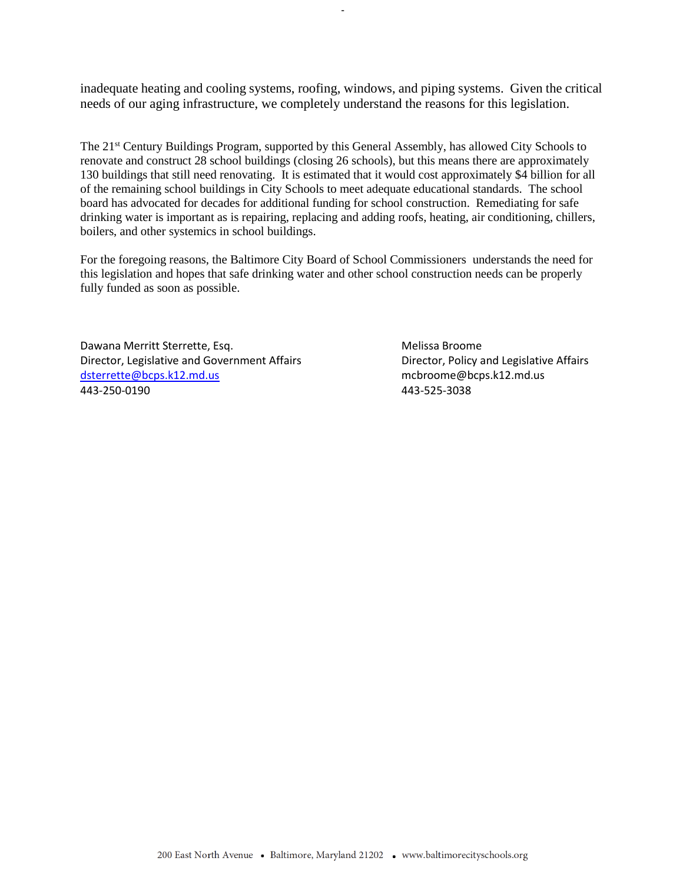inadequate heating and cooling systems, roofing, windows, and piping systems. Given the critical needs of our aging infrastructure, we completely understand the reasons for this legislation.

The 21st Century Buildings Program, supported by this General Assembly, has allowed City Schools to renovate and construct 28 school buildings (closing 26 schools), but this means there are approximately 130 buildings that still need renovating. It is estimated that it would cost approximately $4 billion for all of the remaining school buildings in City Schools to meet adequate educational standards. The school board has advocated for decades for additional funding for school construction. Remediating for safe drinking water is important as is repairing, replacing and adding roofs, heating, air conditioning, chillers, boilers, and other systemics in school buildings.

For the foregoing reasons, the Baltimore City Board of School Commissioners understands the need for this legislation and hopes that safe drinking water and other school construction needs can be properly fully funded as soon as possible.

Dawana Merritt Sterrette, Esq.
Director, Legislative and Government Affairs
dsterrette@bcps.k12.md.us
443-250-0190

Melissa Broome
Director, Policy and Legislative Affairs
mcbroome@bcps.k12.md.us
443-525-3038